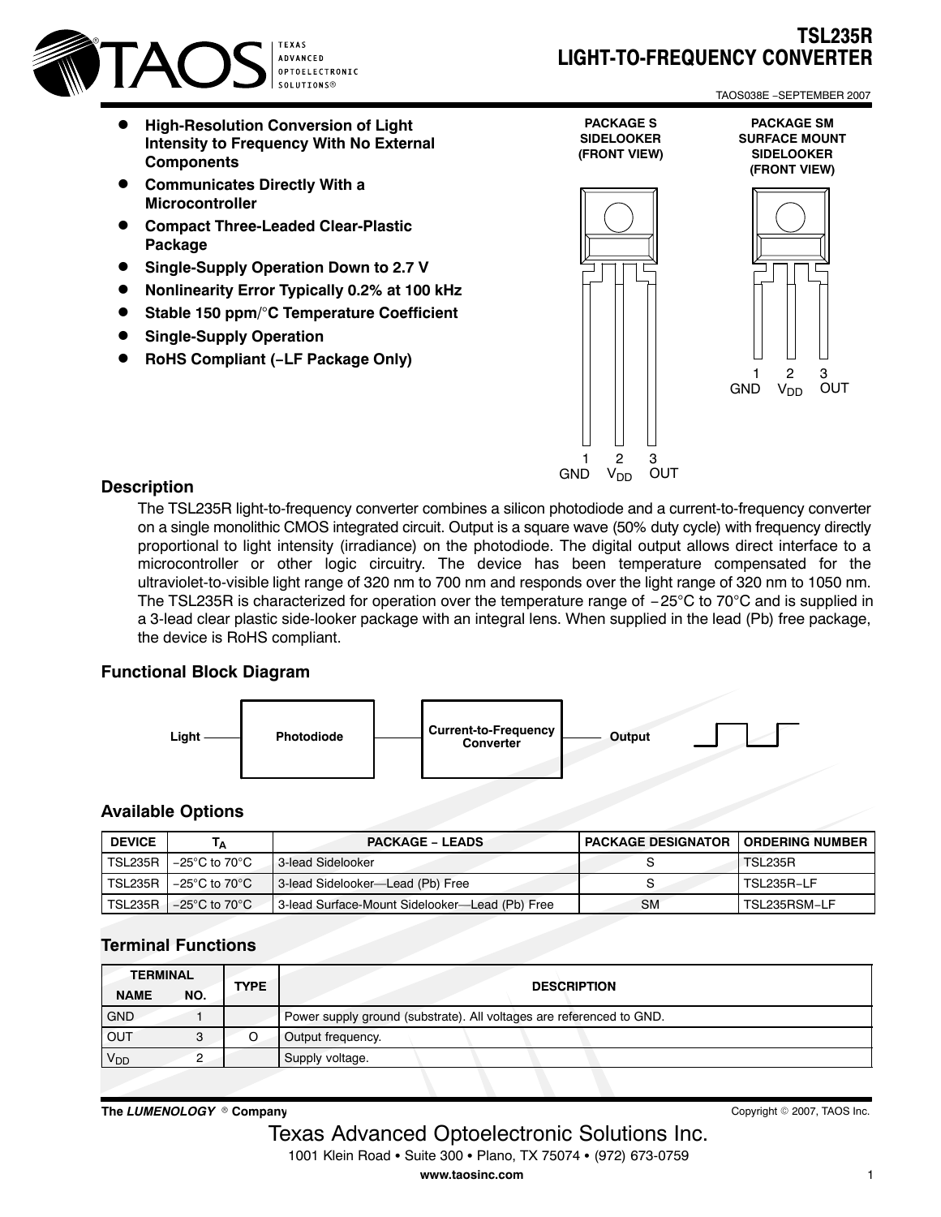# TSL235R
# LIGHT-TO-FREQUENCY CONVERTER

TAOS038E −SEPTEMBER 2007

- **High-Resolution Conversion of Light Intensity to Frequency With No External Components**
- **Communicates Directly With a Microcontroller**
- **Compact Three-Leaded Clear-Plastic Package**
- **Single-Supply Operation Down to 2.7 V**
- **Nonlinearity Error Typically 0.2% at 100 kHz**
- **Stable 150 ppm/°C Temperature Coefficient**
- **Single-Supply Operation**
- **RoHS Compliant (−LF Package Only)**

**PACKAGE S SIDELOOKER (FRONT VIEW)**

1 GND 2 $V_{DD}$ 3 OUT

**PACKAGE SM SURFACE MOUNT SIDELOOKER (FRONT VIEW)**

1 GND 2 $V_{DD}$ 3 OUT

## Description

The TSL235R light-to-frequency converter combines a silicon photodiode and a current-to-frequency converter on a single monolithic CMOS integrated circuit. Output is a square wave (50% duty cycle) with frequency directly proportional to light intensity (irradiance) on the photodiode. The digital output allows direct interface to a microcontroller or other logic circuitry. The device has been temperature compensated for the ultraviolet-to-visible light range of 320 nm to 700 nm and responds over the light range of 320 nm to 1050 nm. The TSL235R is characterized for operation over the temperature range of −25°C to 70°C and is supplied in a 3-lead clear plastic side-looker package with an integral lens. When supplied in the lead (Pb) free package, the device is RoHS compliant.

## Functional Block Diagram

Light → Photodiode → Current-to-Frequency Converter → Output

## Available Options

| DEVICE | $T_A$ | PACKAGE − LEADS | PACKAGE DESIGNATOR | ORDERING NUMBER |
|---|---|---|---|---|
| TSL235R | −25°C to 70°C | 3-lead Sidelooker | S | TSL235R |
| TSL235R | −25°C to 70°C | 3-lead Sidelooker—Lead (Pb) Free | S | TSL235R−LF |
| TSL235R | −25°C to 70°C | 3-lead Surface-Mount Sidelooker—Lead (Pb) Free | SM | TSL235RSM−LF |

## Terminal Functions

| TERMINAL | | TYPE | DESCRIPTION |
|---|---|---|---|
| NAME | NO. | | |
| GND | 1 | | Power supply ground (substrate). All voltages are referenced to GND. |
| OUT | 3 | O | Output frequency. |
| $V_{DD}$ | 2 | | Supply voltage. |

*The LUMENOLOGY ® Company*

Copyright © 2007, TAOS Inc.

Texas Advanced Optoelectronic Solutions Inc.
1001 Klein Road • Suite 300 • Plano, TX 75074 • (972) 673-0759
www.taosinc.com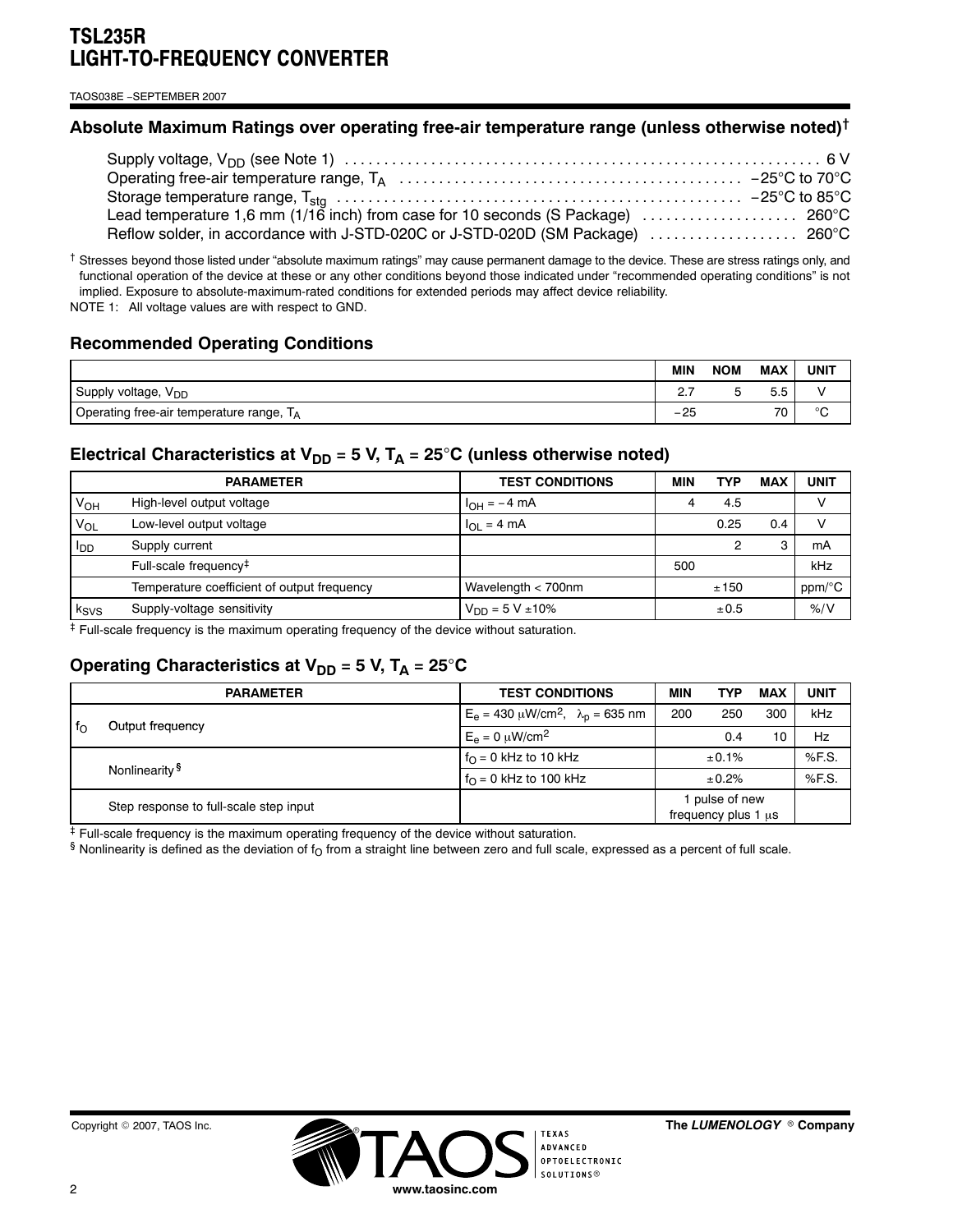## Absolute Maximum Ratings over operating free-air temperature range (unless otherwise noted)†

Supply voltage, $V_{DD}$ (see Note 1) .......... 6 V
Operating free-air temperature range, $T_A$ .......... −25°C to 70°C
Storage temperature range, $T_{stg}$ .......... −25°C to 85°C
Lead temperature 1,6 mm (1/16 inch) from case for 10 seconds (S Package) .......... 260°C
Reflow solder, in accordance with J-STD-020C or J-STD-020D (SM Package) .......... 260°C

† Stresses beyond those listed under "absolute maximum ratings" may cause permanent damage to the device. These are stress ratings only, and functional operation of the device at these or any other conditions beyond those indicated under "recommended operating conditions" is not implied. Exposure to absolute-maximum-rated conditions for extended periods may affect device reliability.

NOTE 1: All voltage values are with respect to GND.

## Recommended Operating Conditions

| | MIN | NOM | MAX | UNIT |
|---|---|---|---|---|
| Supply voltage, $V_{DD}$ | 2.7 | 5 | 5.5 | V |
| Operating free-air temperature range, $T_A$ | −25 | | 70 | °C |

## Electrical Characteristics at $V_{DD}$ = 5 V, $T_A$ = 25°C (unless otherwise noted)

| | PARAMETER | TEST CONDITIONS | MIN | TYP | MAX | UNIT |
|---|---|---|---|---|---|---|
| $V_{OH}$ | High-level output voltage | $I_{OH}$ = −4 mA | 4 | 4.5 | | V |
| $V_{OL}$ | Low-level output voltage | $I_{OL}$ = 4 mA | | 0.25 | 0.4 | V |
| $I_{DD}$ | Supply current | | | 2 | 3 | mA |
| | Full-scale frequency‡ | | 500 | | | kHz |
| | Temperature coefficient of output frequency | Wavelength < 700nm | | ±150 | | ppm/°C |
| $k_{SVS}$ | Supply-voltage sensitivity | $V_{DD}$ = 5 V ±10% | | ±0.5 | | %/V |

‡ Full-scale frequency is the maximum operating frequency of the device without saturation.

## Operating Characteristics at $V_{DD}$ = 5 V, $T_A$ = 25°C

| | PARAMETER | TEST CONDITIONS | MIN | TYP | MAX | UNIT |
|---|---|---|---|---|---|---|
| $f_O$ | Output frequency | $E_e$ = 430 μW/cm², $\lambda_p$ = 635 nm | 200 | 250 | 300 | kHz |
| | | $E_e$ = 0 μW/cm² | | 0.4 | 10 | Hz |
| | Nonlinearity§ | $f_O$ = 0 kHz to 10 kHz | | ±0.1% | | %F.S. |
| | | $f_O$ = 0 kHz to 100 kHz | | ±0.2% | | %F.S. |
| | Step response to full-scale step input | | | 1 pulse of new frequency plus 1 μs | | |

‡ Full-scale frequency is the maximum operating frequency of the device without saturation.

§ Nonlinearity is defined as the deviation of $f_O$ from a straight line between zero and full scale, expressed as a percent of full scale.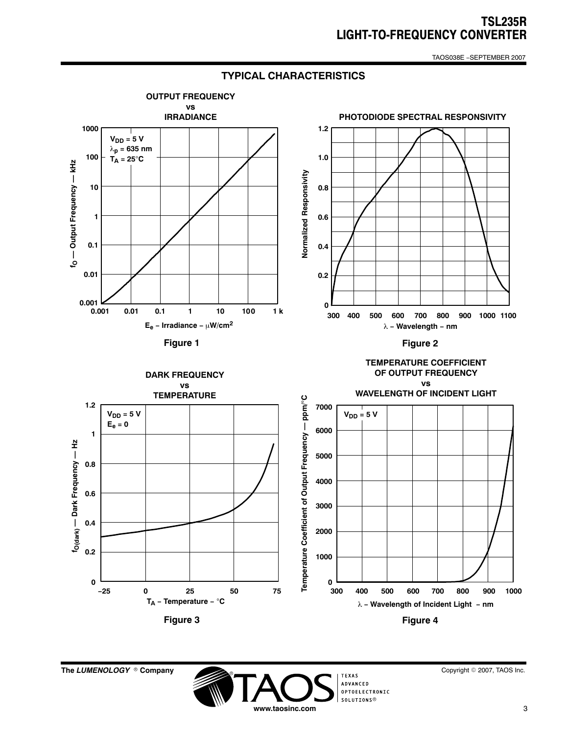## TYPICAL CHARACTERISTICS

**OUTPUT FREQUENCY vs IRRADIANCE**

$V_{DD}$ = 5 V
$\lambda_p$ = 635 nm
$T_A$ = 25°C

$f_O$ — Output Frequency — kHz

$E_e$ – Irradiance – μW/cm²

Figure 1

**PHOTODIODE SPECTRAL RESPONSIVITY**

Normalized Responsivity

λ – Wavelength – nm

Figure 2

**DARK FREQUENCY vs TEMPERATURE**

$V_{DD}$ = 5 V
$E_e$ = 0

$f_{O(dark)}$ — Dark Frequency — Hz

$T_A$ – Temperature – °C

Figure 3

**TEMPERATURE COEFFICIENT OF OUTPUT FREQUENCY vs WAVELENGTH OF INCIDENT LIGHT**

$V_{DD}$ = 5 V

Temperature Coefficient of Output Frequency — ppm/°C

λ – Wavelength of Incident Light – nm

Figure 4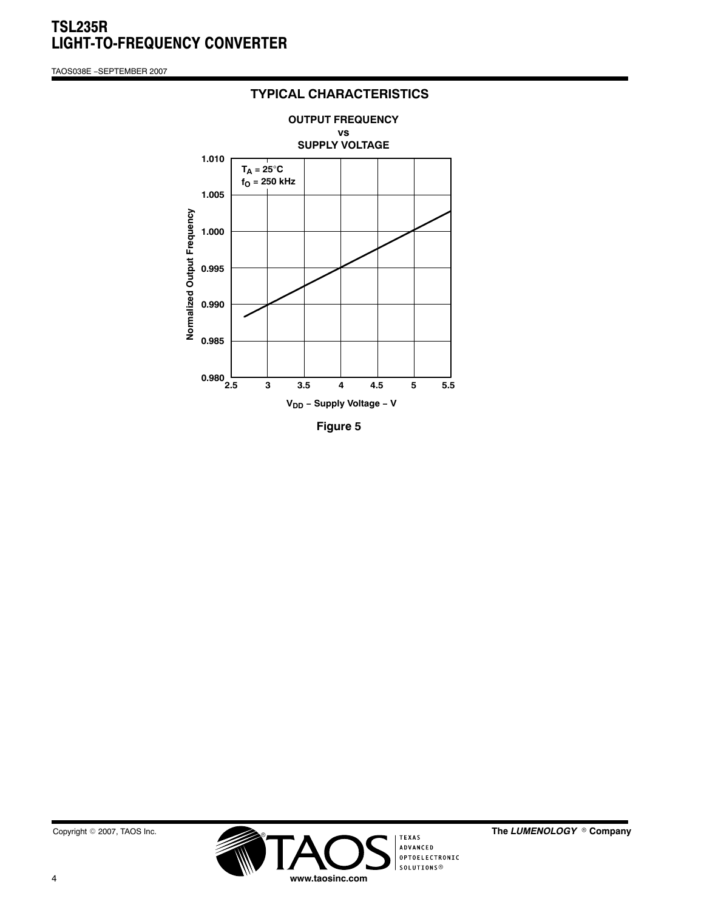## TYPICAL CHARACTERISTICS

**OUTPUT FREQUENCY vs SUPPLY VOLTAGE**

$T_A = 25°C$
$f_O = 250$ kHz

Normalized Output Frequency

1.010
1.005
1.000
0.995
0.990
0.985
0.980

2.5 3 3.5 4 4.5 5 5.5

$V_{DD}$ − Supply Voltage − V

Figure 5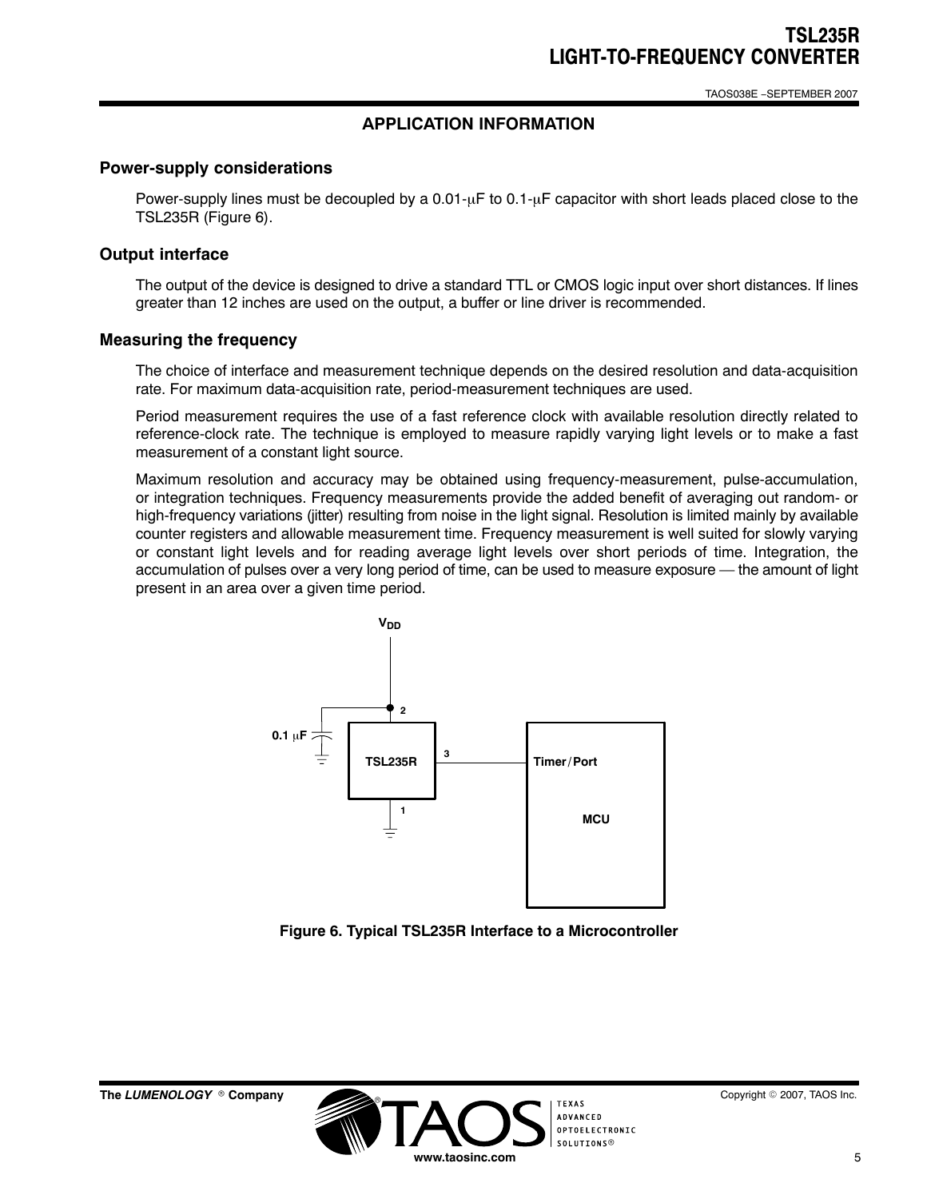## APPLICATION INFORMATION

### Power-supply considerations

Power-supply lines must be decoupled by a 0.01-μF to 0.1-μF capacitor with short leads placed close to the TSL235R (Figure 6).

### Output interface

The output of the device is designed to drive a standard TTL or CMOS logic input over short distances. If lines greater than 12 inches are used on the output, a buffer or line driver is recommended.

### Measuring the frequency

The choice of interface and measurement technique depends on the desired resolution and data-acquisition rate. For maximum data-acquisition rate, period-measurement techniques are used.

Period measurement requires the use of a fast reference clock with available resolution directly related to reference-clock rate. The technique is employed to measure rapidly varying light levels or to make a fast measurement of a constant light source.

Maximum resolution and accuracy may be obtained using frequency-measurement, pulse-accumulation, or integration techniques. Frequency measurements provide the added benefit of averaging out random- or high-frequency variations (jitter) resulting from noise in the light signal. Resolution is limited mainly by available counter registers and allowable measurement time. Frequency measurement is well suited for slowly varying or constant light levels and for reading average light levels over short periods of time. Integration, the accumulation of pulses over a very long period of time, can be used to measure exposure — the amount of light present in an area over a given time period.

$V_{DD}$

0.1 μF

2

TSL235R

3

1

Timer / Port

MCU

**Figure 6. Typical TSL235R Interface to a Microcontroller**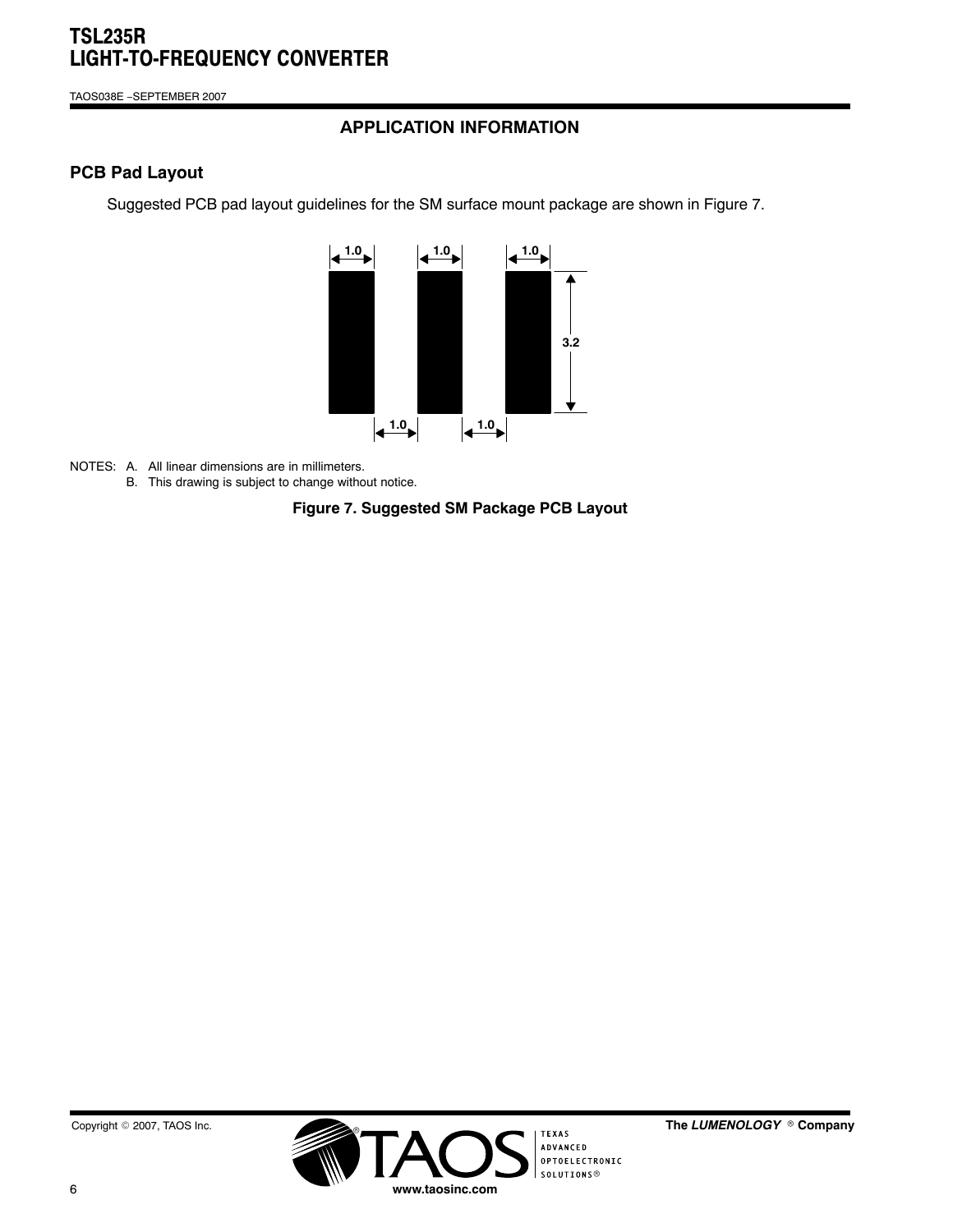## APPLICATION INFORMATION

### PCB Pad Layout

Suggested PCB pad layout guidelines for the SM surface mount package are shown in Figure 7.

NOTES: A. All linear dimensions are in millimeters.
B. This drawing is subject to change without notice.

**Figure 7. Suggested SM Package PCB Layout**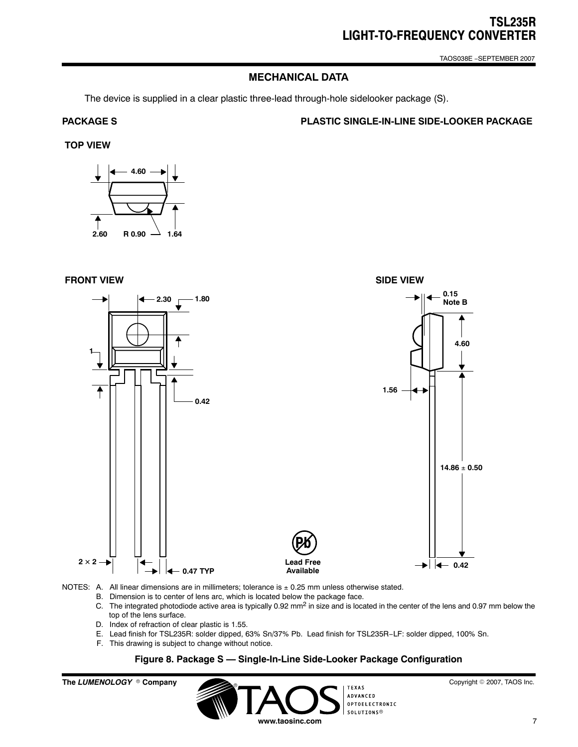## MECHANICAL DATA

The device is supplied in a clear plastic three-lead through-hole sidelooker package (S).

**PACKAGE S** **PLASTIC SINGLE-IN-LINE SIDE-LOOKER PACKAGE**

**TOP VIEW**

4.60

2.60 R 0.90 1.64

**FRONT VIEW**

2.30 1.80

1

0.42

2 × 2 0.47 TYP

**SIDE VIEW**

0.15 Note B

4.60

1.56

14.86 ± 0.50

0.42

Lead Free Available

NOTES: A. All linear dimensions are in millimeters; tolerance is ± 0.25 mm unless otherwise stated.
B. Dimension is to center of lens arc, which is located below the package face.
C. The integrated photodiode active area is typically 0.92 $mm^2$ in size and is located in the center of the lens and 0.97 mm below the top of the lens surface.
D. Index of refraction of clear plastic is 1.55.
E. Lead finish for TSL235R: solder dipped, 63% Sn/37% Pb. Lead finish for TSL235R−LF: solder dipped, 100% Sn.
F. This drawing is subject to change without notice.

**Figure 8. Package S — Single-In-Line Side-Looker Package Configuration**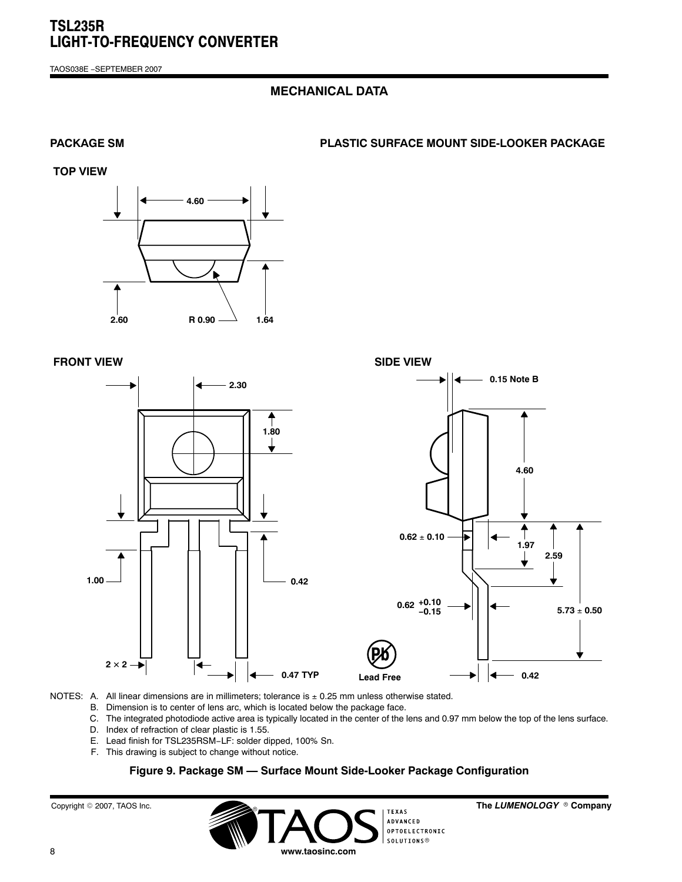## MECHANICAL DATA

**PACKAGE SM** **PLASTIC SURFACE MOUNT SIDE-LOOKER PACKAGE**

**TOP VIEW**

4.60

2.60 R 0.90 1.64

**FRONT VIEW**

2.30

1.80

1.00 0.42

2 × 2 0.47 TYP

**SIDE VIEW**

0.15 Note B

4.60

0.62 ± 0.10 1.97 2.59

0.62 +0.10 −0.15 5.73 ± 0.50

Lead Free 0.42

NOTES: A. All linear dimensions are in millimeters; tolerance is ± 0.25 mm unless otherwise stated.
B. Dimension is to center of lens arc, which is located below the package face.
C. The integrated photodiode active area is typically located in the center of the lens and 0.97 mm below the top of the lens surface.
D. Index of refraction of clear plastic is 1.55.
E. Lead finish for TSL235RSM−LF: solder dipped, 100% Sn.
F. This drawing is subject to change without notice.

**Figure 9. Package SM — Surface Mount Side-Looker Package Configuration**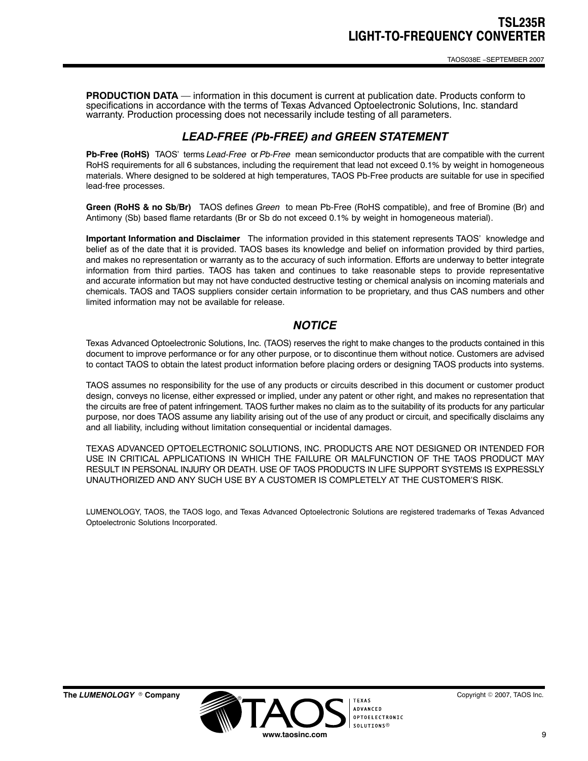**PRODUCTION DATA** — information in this document is current at publication date. Products conform to specifications in accordance with the terms of Texas Advanced Optoelectronic Solutions, Inc. standard warranty. Production processing does not necessarily include testing of all parameters.

## *LEAD-FREE (Pb-FREE) and GREEN STATEMENT*

**Pb-Free (RoHS)** TAOS' terms *Lead-Free* or *Pb-Free* mean semiconductor products that are compatible with the current RoHS requirements for all 6 substances, including the requirement that lead not exceed 0.1% by weight in homogeneous materials. Where designed to be soldered at high temperatures, TAOS Pb-Free products are suitable for use in specified lead-free processes.

**Green (RoHS & no Sb/Br)** TAOS defines *Green* to mean Pb-Free (RoHS compatible), and free of Bromine (Br) and Antimony (Sb) based flame retardants (Br or Sb do not exceed 0.1% by weight in homogeneous material).

**Important Information and Disclaimer** The information provided in this statement represents TAOS' knowledge and belief as of the date that it is provided. TAOS bases its knowledge and belief on information provided by third parties, and makes no representation or warranty as to the accuracy of such information. Efforts are underway to better integrate information from third parties. TAOS has taken and continues to take reasonable steps to provide representative and accurate information but may not have conducted destructive testing or chemical analysis on incoming materials and chemicals. TAOS and TAOS suppliers consider certain information to be proprietary, and thus CAS numbers and other limited information may not be available for release.

## *NOTICE*

Texas Advanced Optoelectronic Solutions, Inc. (TAOS) reserves the right to make changes to the products contained in this document to improve performance or for any other purpose, or to discontinue them without notice. Customers are advised to contact TAOS to obtain the latest product information before placing orders or designing TAOS products into systems.

TAOS assumes no responsibility for the use of any products or circuits described in this document or customer product design, conveys no license, either expressed or implied, under any patent or other right, and makes no representation that the circuits are free of patent infringement. TAOS further makes no claim as to the suitability of its products for any particular purpose, nor does TAOS assume any liability arising out of the use of any product or circuit, and specifically disclaims any and all liability, including without limitation consequential or incidental damages.

TEXAS ADVANCED OPTOELECTRONIC SOLUTIONS, INC. PRODUCTS ARE NOT DESIGNED OR INTENDED FOR USE IN CRITICAL APPLICATIONS IN WHICH THE FAILURE OR MALFUNCTION OF THE TAOS PRODUCT MAY RESULT IN PERSONAL INJURY OR DEATH. USE OF TAOS PRODUCTS IN LIFE SUPPORT SYSTEMS IS EXPRESSLY UNAUTHORIZED AND ANY SUCH USE BY A CUSTOMER IS COMPLETELY AT THE CUSTOMER'S RISK.

LUMENOLOGY, TAOS, the TAOS logo, and Texas Advanced Optoelectronic Solutions are registered trademarks of Texas Advanced Optoelectronic Solutions Incorporated.